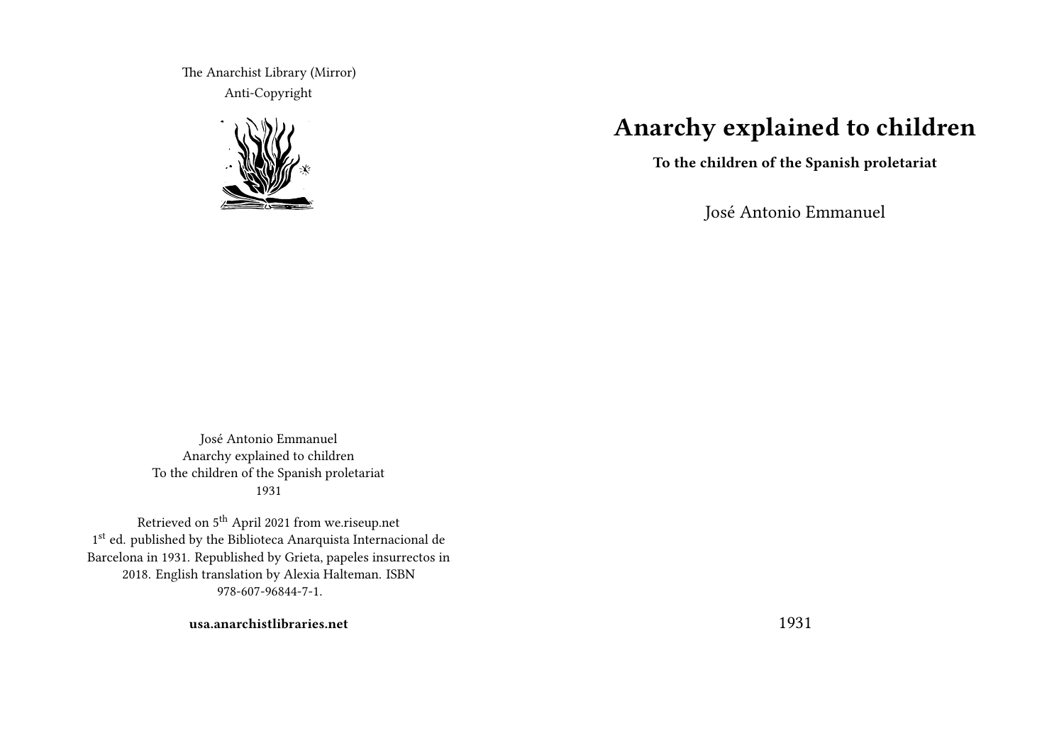The Anarchist Library (Mirror)
Anti-Copyright

José Antonio Emmanuel
Anarchy explained to children
To the children of the Spanish proletariat
1931

Retrieved on 5th April 2021 from we.riseup.net
1st ed. published by the Biblioteca Anarquista Internacional de Barcelona in 1931. Republished by Grieta, papeles insurrectos in 2018. English translation by Alexia Halteman. ISBN 978-607-96844-7-1.

**usa.anarchistlibraries.net**

# Anarchy explained to children

**To the children of the Spanish proletariat**

José Antonio Emmanuel

1931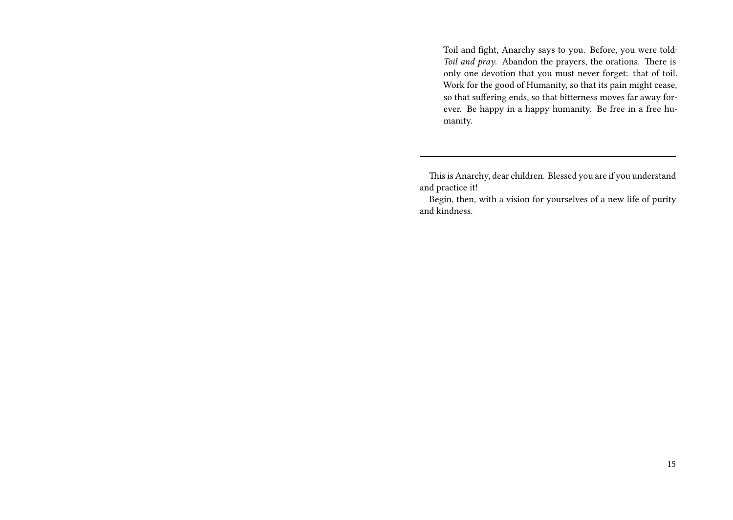> Toil and fight, Anarchy says to you. Before, you were told: *Toil and pray*. Abandon the prayers, the orations. There is only one devotion that you must never forget: that of toil. Work for the good of Humanity, so that its pain might cease, so that suffering ends, so that bitterness moves far away forever. Be happy in a happy humanity. Be free in a free humanity.

---

This is Anarchy, dear children. Blessed you are if you understand and practice it!

Begin, then, with a vision for yourselves of a new life of purity and kindness.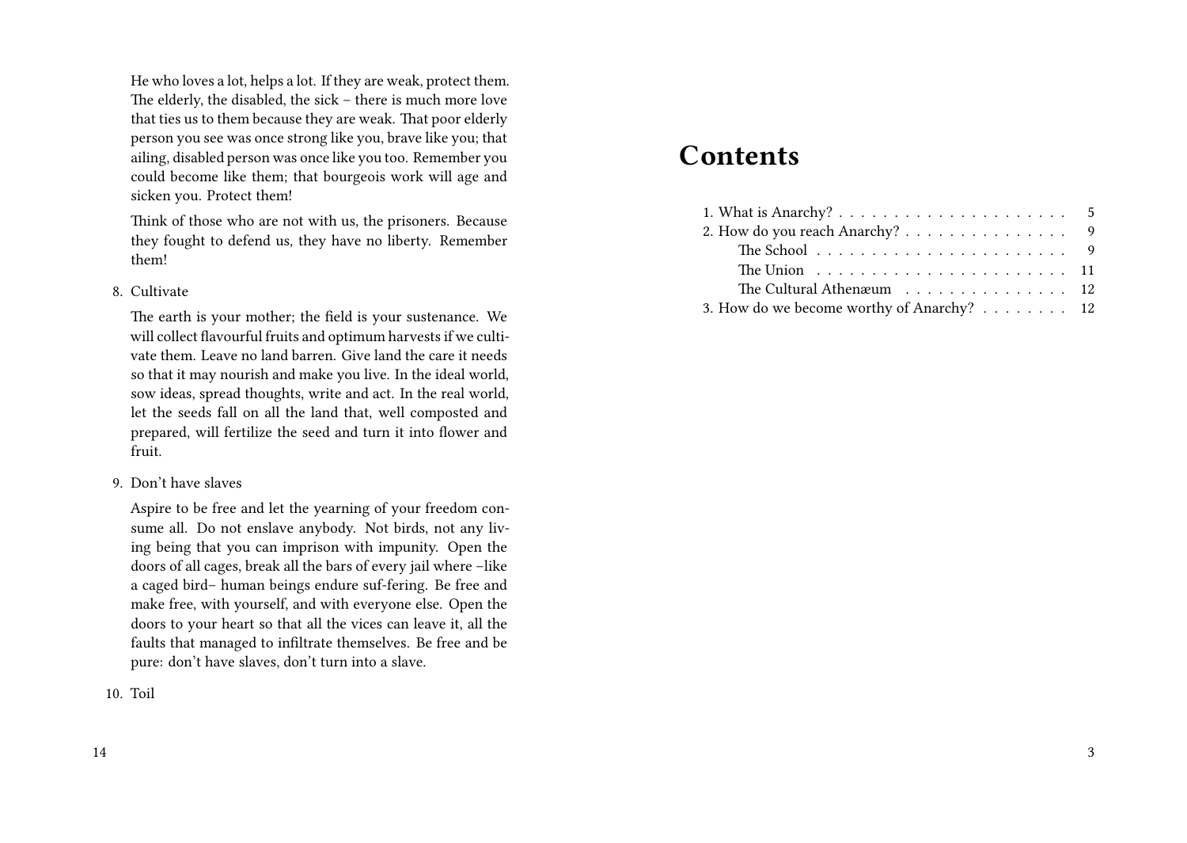He who loves a lot, helps a lot. If they are weak, protect them. The elderly, the disabled, the sick – there is much more love that ties us to them because they are weak. That poor elderly person you see was once strong like you, brave like you; that ailing, disabled person was once like you too. Remember you could become like them; that bourgeois work will age and sicken you. Protect them!

Think of those who are not with us, the prisoners. Because they fought to defend us, they have no liberty. Remember them!

8. Cultivate

   The earth is your mother; the field is your sustenance. We will collect flavourful fruits and optimum harvests if we cultivate them. Leave no land barren. Give land the care it needs so that it may nourish and make you live. In the ideal world, sow ideas, spread thoughts, write and act. In the real world, let the seeds fall on all the land that, well composted and prepared, will fertilize the seed and turn it into flower and fruit.

9. Don't have slaves

   Aspire to be free and let the yearning of your freedom consume all. Do not enslave anybody. Not birds, not any living being that you can imprison with impunity. Open the doors of all cages, break all the bars of every jail where –like a caged bird– human beings endure suf-fering. Be free and make free, with yourself, and with everyone else. Open the doors to your heart so that all the vices can leave it, all the faults that managed to infiltrate themselves. Be free and be pure: don't have slaves, don't turn into a slave.

10. Toil

# Contents

1. What is Anarchy? . . . . . 5
2. How do you reach Anarchy? . . . . . 9
   - The School . . . . . 9
   - The Union . . . . . 11
   - The Cultural Athenæum . . . . . 12
3. How do we become worthy of Anarchy? . . . . . 12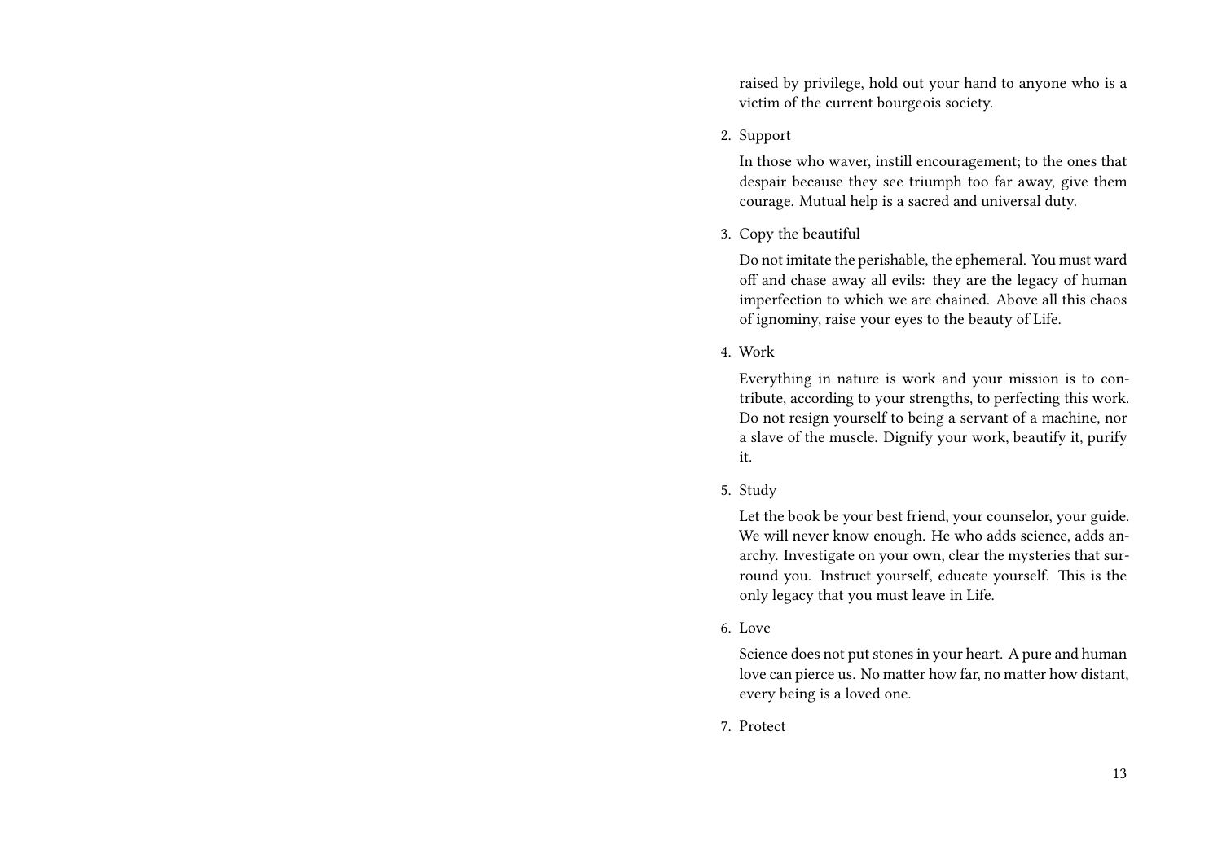raised by privilege, hold out your hand to anyone who is a victim of the current bourgeois society.

2. Support

   In those who waver, instill encouragement; to the ones that despair because they see triumph too far away, give them courage. Mutual help is a sacred and universal duty.

3. Copy the beautiful

   Do not imitate the perishable, the ephemeral. You must ward off and chase away all evils: they are the legacy of human imperfection to which we are chained. Above all this chaos of ignominy, raise your eyes to the beauty of Life.

4. Work

   Everything in nature is work and your mission is to contribute, according to your strengths, to perfecting this work. Do not resign yourself to being a servant of a machine, nor a slave of the muscle. Dignify your work, beautify it, purify it.

5. Study

   Let the book be your best friend, your counselor, your guide. We will never know enough. He who adds science, adds anarchy. Investigate on your own, clear the mysteries that surround you. Instruct yourself, educate yourself. This is the only legacy that you must leave in Life.

6. Love

   Science does not put stones in your heart. A pure and human love can pierce us. No matter how far, no matter how distant, every being is a loved one.

7. Protect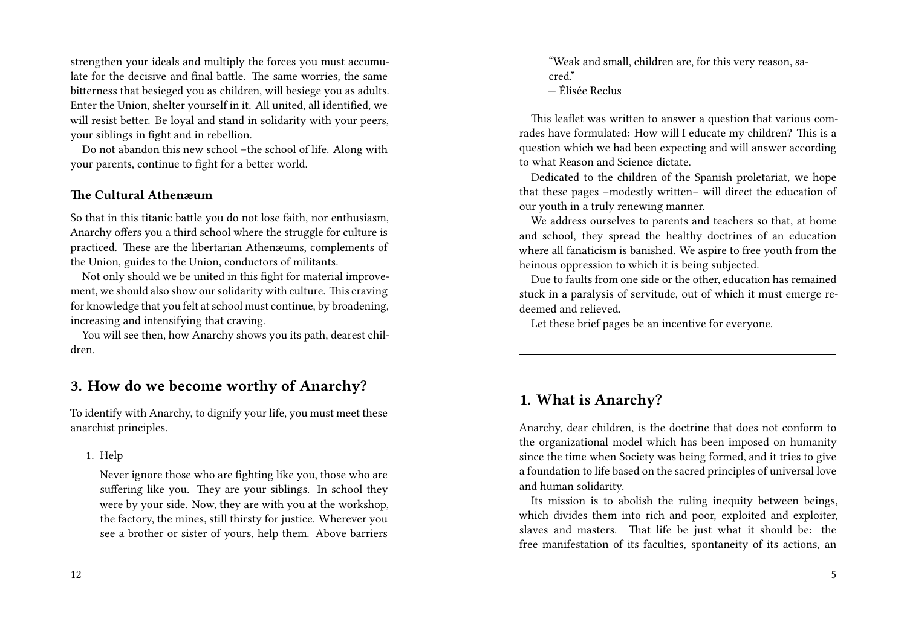strengthen your ideals and multiply the forces you must accumulate for the decisive and final battle. The same worries, the same bitterness that besieged you as children, will besiege you as adults. Enter the Union, shelter yourself in it. All united, all identified, we will resist better. Be loyal and stand in solidarity with your peers, your siblings in fight and in rebellion.

Do not abandon this new school –the school of life. Along with your parents, continue to fight for a better world.

### The Cultural Athenæum

So that in this titanic battle you do not lose faith, nor enthusiasm, Anarchy offers you a third school where the struggle for culture is practiced. These are the libertarian Athenæums, complements of the Union, guides to the Union, conductors of militants.

Not only should we be united in this fight for material improvement, we should also show our solidarity with culture. This craving for knowledge that you felt at school must continue, by broadening, increasing and intensifying that craving.

You will see then, how Anarchy shows you its path, dearest children.

## 3. How do we become worthy of Anarchy?

To identify with Anarchy, to dignify your life, you must meet these anarchist principles.

1. Help

   Never ignore those who are fighting like you, those who are suffering like you. They are your siblings. In school they were by your side. Now, they are with you at the workshop, the factory, the mines, still thirsty for justice. Wherever you see a brother or sister of yours, help them. Above barriers

> "Weak and small, children are, for this very reason, sacred."
> — Élisée Reclus

This leaflet was written to answer a question that various comrades have formulated: How will I educate my children? This is a question which we had been expecting and will answer according to what Reason and Science dictate.

Dedicated to the children of the Spanish proletariat, we hope that these pages –modestly written– will direct the education of our youth in a truly renewing manner.

We address ourselves to parents and teachers so that, at home and school, they spread the healthy doctrines of an education where all fanaticism is banished. We aspire to free youth from the heinous oppression to which it is being subjected.

Due to faults from one side or the other, education has remained stuck in a paralysis of servitude, out of which it must emerge redeemed and relieved.

Let these brief pages be an incentive for everyone.

---

## 1. What is Anarchy?

Anarchy, dear children, is the doctrine that does not conform to the organizational model which has been imposed on humanity since the time when Society was being formed, and it tries to give a foundation to life based on the sacred principles of universal love and human solidarity.

Its mission is to abolish the ruling inequity between beings, which divides them into rich and poor, exploited and exploiter, slaves and masters. That life be just what it should be: the free manifestation of its faculties, spontaneity of its actions, an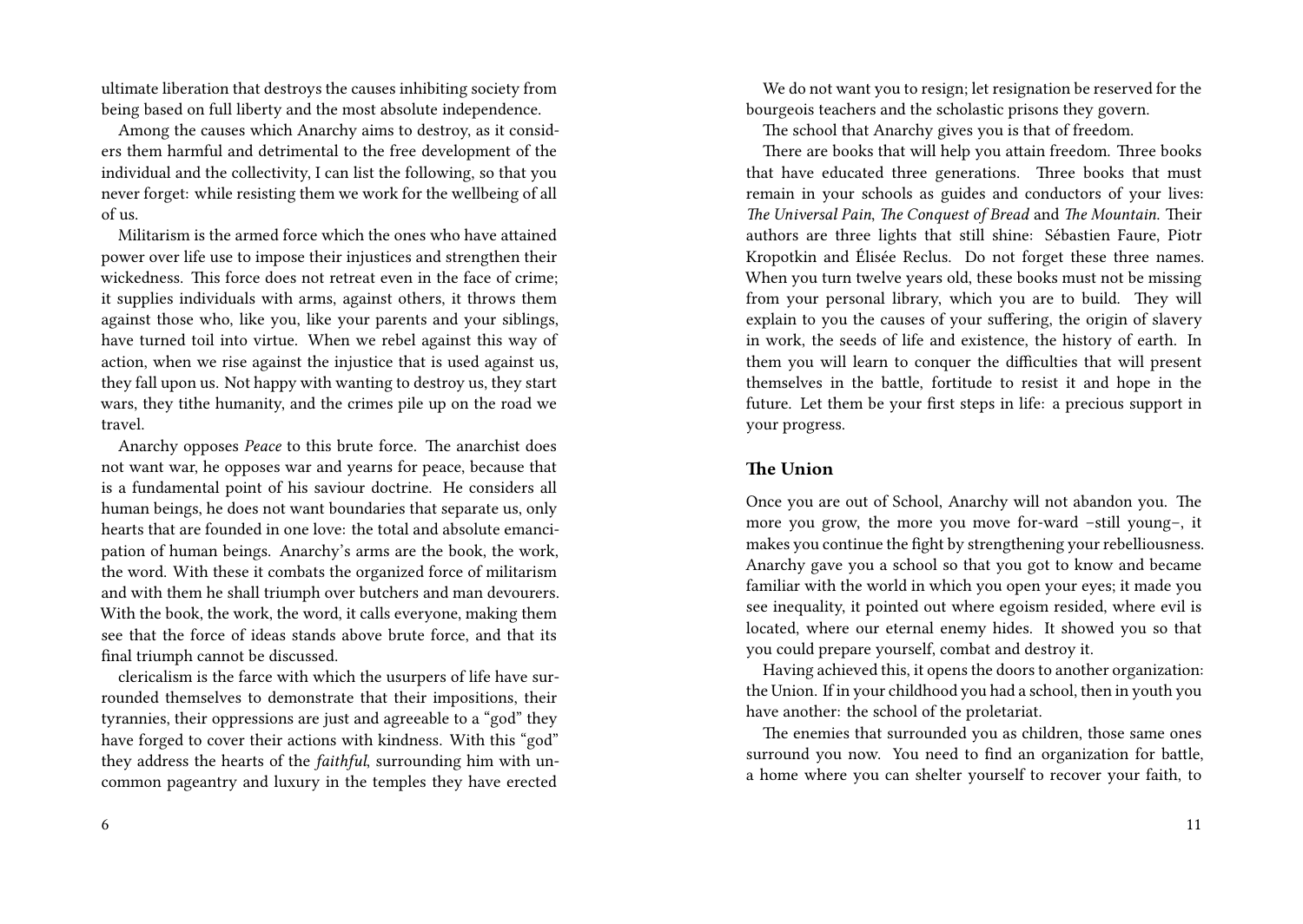ultimate liberation that destroys the causes inhibiting society from being based on full liberty and the most absolute independence.

Among the causes which Anarchy aims to destroy, as it considers them harmful and detrimental to the free development of the individual and the collectivity, I can list the following, so that you never forget: while resisting them we work for the wellbeing of all of us.

Militarism is the armed force which the ones who have attained power over life use to impose their injustices and strengthen their wickedness. This force does not retreat even in the face of crime; it supplies individuals with arms, against others, it throws them against those who, like you, like your parents and your siblings, have turned toil into virtue. When we rebel against this way of action, when we rise against the injustice that is used against us, they fall upon us. Not happy with wanting to destroy us, they start wars, they tithe humanity, and the crimes pile up on the road we travel.

Anarchy opposes *Peace* to this brute force. The anarchist does not want war, he opposes war and yearns for peace, because that is a fundamental point of his saviour doctrine. He considers all human beings, he does not want boundaries that separate us, only hearts that are founded in one love: the total and absolute emancipation of human beings. Anarchy's arms are the book, the work, the word. With these it combats the organized force of militarism and with them he shall triumph over butchers and man devourers. With the book, the work, the word, it calls everyone, making them see that the force of ideas stands above brute force, and that its final triumph cannot be discussed.

clericalism is the farce with which the usurpers of life have surrounded themselves to demonstrate that their impositions, their tyrannies, their oppressions are just and agreeable to a "god" they have forged to cover their actions with kindness. With this "god" they address the hearts of the *faithful*, surrounding him with uncommon pageantry and luxury in the temples they have erected

We do not want you to resign; let resignation be reserved for the bourgeois teachers and the scholastic prisons they govern.

The school that Anarchy gives you is that of freedom.

There are books that will help you attain freedom. Three books that have educated three generations. Three books that must remain in your schools as guides and conductors of your lives: *The Universal Pain*, *The Conquest of Bread* and *The Mountain*. Their authors are three lights that still shine: Sébastien Faure, Piotr Kropotkin and Élisée Reclus. Do not forget these three names. When you turn twelve years old, these books must not be missing from your personal library, which you are to build. They will explain to you the causes of your suffering, the origin of slavery in work, the seeds of life and existence, the history of earth. In them you will learn to conquer the difficulties that will present themselves in the battle, fortitude to resist it and hope in the future. Let them be your first steps in life: a precious support in your progress.

### The Union

Once you are out of School, Anarchy will not abandon you. The more you grow, the more you move for-ward –still young–, it makes you continue the fight by strengthening your rebelliousness. Anarchy gave you a school so that you got to know and became familiar with the world in which you open your eyes; it made you see inequality, it pointed out where egoism resided, where evil is located, where our eternal enemy hides. It showed you so that you could prepare yourself, combat and destroy it.

Having achieved this, it opens the doors to another organization: the Union. If in your childhood you had a school, then in youth you have another: the school of the proletariat.

The enemies that surrounded you as children, those same ones surround you now. You need to find an organization for battle, a home where you can shelter yourself to recover your faith, to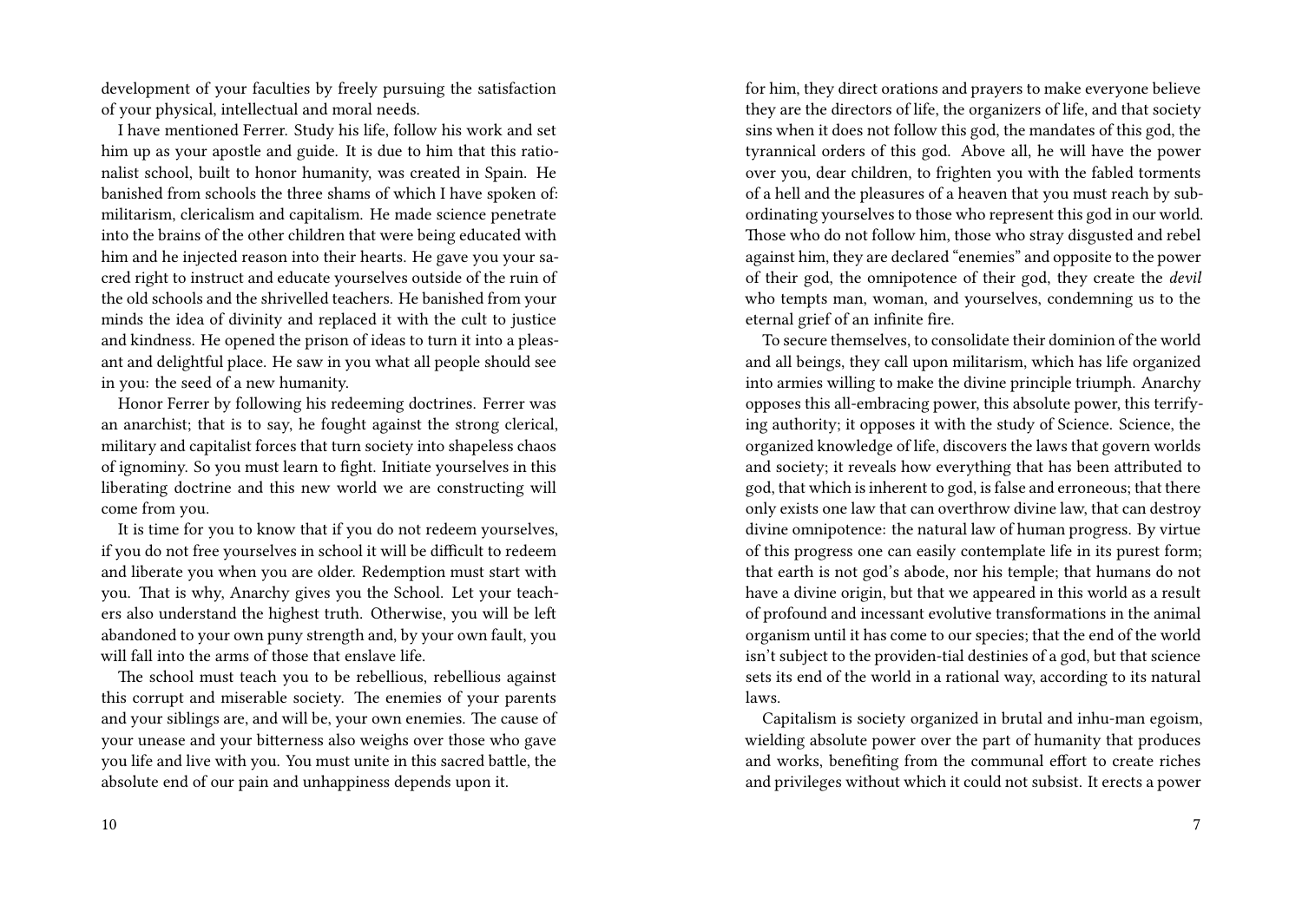development of your faculties by freely pursuing the satisfaction of your physical, intellectual and moral needs.

I have mentioned Ferrer. Study his life, follow his work and set him up as your apostle and guide. It is due to him that this rationalist school, built to honor humanity, was created in Spain. He banished from schools the three shams of which I have spoken of: militarism, clericalism and capitalism. He made science penetrate into the brains of the other children that were being educated with him and he injected reason into their hearts. He gave you your sacred right to instruct and educate yourselves outside of the ruin of the old schools and the shrivelled teachers. He banished from your minds the idea of divinity and replaced it with the cult to justice and kindness. He opened the prison of ideas to turn it into a pleasant and delightful place. He saw in you what all people should see in you: the seed of a new humanity.

Honor Ferrer by following his redeeming doctrines. Ferrer was an anarchist; that is to say, he fought against the strong clerical, military and capitalist forces that turn society into shapeless chaos of ignominy. So you must learn to fight. Initiate yourselves in this liberating doctrine and this new world we are constructing will come from you.

It is time for you to know that if you do not redeem yourselves, if you do not free yourselves in school it will be difficult to redeem and liberate you when you are older. Redemption must start with you. That is why, Anarchy gives you the School. Let your teachers also understand the highest truth. Otherwise, you will be left abandoned to your own puny strength and, by your own fault, you will fall into the arms of those that enslave life.

The school must teach you to be rebellious, rebellious against this corrupt and miserable society. The enemies of your parents and your siblings are, and will be, your own enemies. The cause of your unease and your bitterness also weighs over those who gave you life and live with you. You must unite in this sacred battle, the absolute end of our pain and unhappiness depends upon it.

for him, they direct orations and prayers to make everyone believe they are the directors of life, the organizers of life, and that society sins when it does not follow this god, the mandates of this god, the tyrannical orders of this god. Above all, he will have the power over you, dear children, to frighten you with the fabled torments of a hell and the pleasures of a heaven that you must reach by subordinating yourselves to those who represent this god in our world. Those who do not follow him, those who stray disgusted and rebel against him, they are declared "enemies" and opposite to the power of their god, the omnipotence of their god, they create the *devil* who tempts man, woman, and yourselves, condemning us to the eternal grief of an infinite fire.

To secure themselves, to consolidate their dominion of the world and all beings, they call upon militarism, which has life organized into armies willing to make the divine principle triumph. Anarchy opposes this all-embracing power, this absolute power, this terrifying authority; it opposes it with the study of Science. Science, the organized knowledge of life, discovers the laws that govern worlds and society; it reveals how everything that has been attributed to god, that which is inherent to god, is false and erroneous; that there only exists one law that can overthrow divine law, that can destroy divine omnipotence: the natural law of human progress. By virtue of this progress one can easily contemplate life in its purest form; that earth is not god's abode, nor his temple; that humans do not have a divine origin, but that we appeared in this world as a result of profound and incessant evolutive transformations in the animal organism until it has come to our species; that the end of the world isn't subject to the providen-tial destinies of a god, but that science sets its end of the world in a rational way, according to its natural laws.

Capitalism is society organized in brutal and inhu-man egoism, wielding absolute power over the part of humanity that produces and works, benefiting from the communal effort to create riches and privileges without which it could not subsist. It erects a power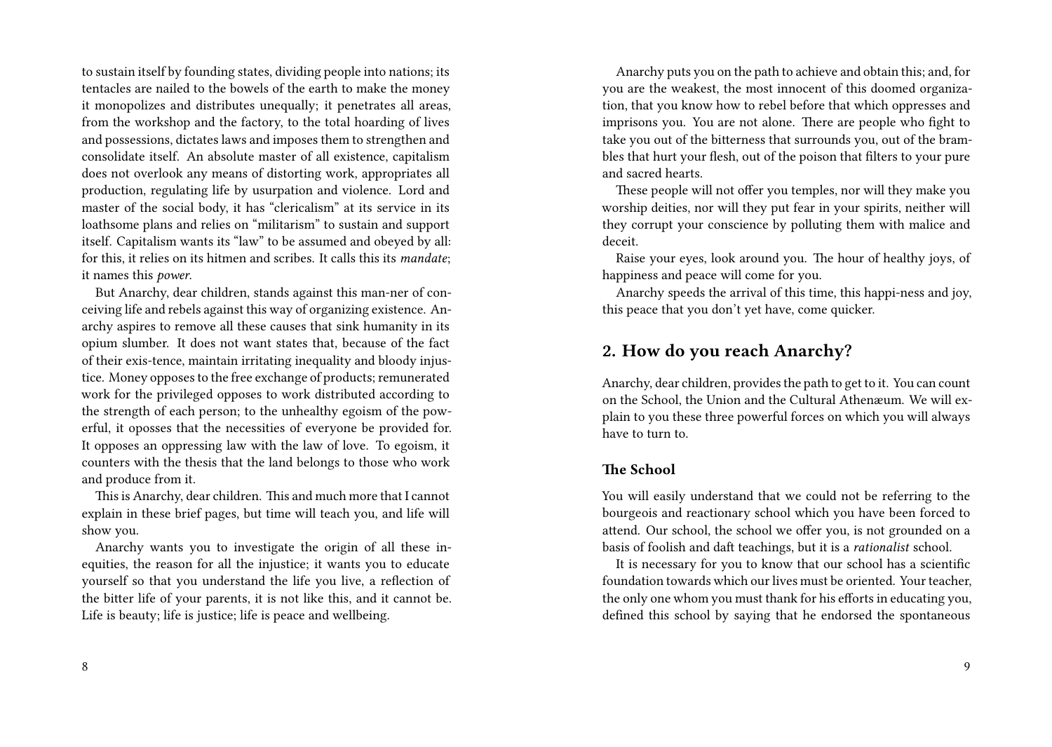to sustain itself by founding states, dividing people into nations; its tentacles are nailed to the bowels of the earth to make the money it monopolizes and distributes unequally; it penetrates all areas, from the workshop and the factory, to the total hoarding of lives and possessions, dictates laws and imposes them to strengthen and consolidate itself. An absolute master of all existence, capitalism does not overlook any means of distorting work, appropriates all production, regulating life by usurpation and violence. Lord and master of the social body, it has "clericalism" at its service in its loathsome plans and relies on "militarism" to sustain and support itself. Capitalism wants its "law" to be assumed and obeyed by all: for this, it relies on its hitmen and scribes. It calls this its *mandate*; it names this *power*.

But Anarchy, dear children, stands against this man-ner of conceiving life and rebels against this way of organizing existence. Anarchy aspires to remove all these causes that sink humanity in its opium slumber. It does not want states that, because of the fact of their exis-tence, maintain irritating inequality and bloody injustice. Money opposes to the free exchange of products; remunerated work for the privileged opposes to work distributed according to the strength of each person; to the unhealthy egoism of the powerful, it oposses that the necessities of everyone be provided for. It opposes an oppressing law with the law of love. To egoism, it counters with the thesis that the land belongs to those who work and produce from it.

This is Anarchy, dear children. This and much more that I cannot explain in these brief pages, but time will teach you, and life will show you.

Anarchy wants you to investigate the origin of all these inequities, the reason for all the injustice; it wants you to educate yourself so that you understand the life you live, a reflection of the bitter life of your parents, it is not like this, and it cannot be. Life is beauty; life is justice; life is peace and wellbeing.

Anarchy puts you on the path to achieve and obtain this; and, for you are the weakest, the most innocent of this doomed organization, that you know how to rebel before that which oppresses and imprisons you. You are not alone. There are people who fight to take you out of the bitterness that surrounds you, out of the brambles that hurt your flesh, out of the poison that filters to your pure and sacred hearts.

These people will not offer you temples, nor will they make you worship deities, nor will they put fear in your spirits, neither will they corrupt your conscience by polluting them with malice and deceit.

Raise your eyes, look around you. The hour of healthy joys, of happiness and peace will come for you.

Anarchy speeds the arrival of this time, this happi-ness and joy, this peace that you don't yet have, come quicker.

## 2. How do you reach Anarchy?

Anarchy, dear children, provides the path to get to it. You can count on the School, the Union and the Cultural Athenæum. We will explain to you these three powerful forces on which you will always have to turn to.

### The School

You will easily understand that we could not be referring to the bourgeois and reactionary school which you have been forced to attend. Our school, the school we offer you, is not grounded on a basis of foolish and daft teachings, but it is a *rationalist* school.

It is necessary for you to know that our school has a scientific foundation towards which our lives must be oriented. Your teacher, the only one whom you must thank for his efforts in educating you, defined this school by saying that he endorsed the spontaneous